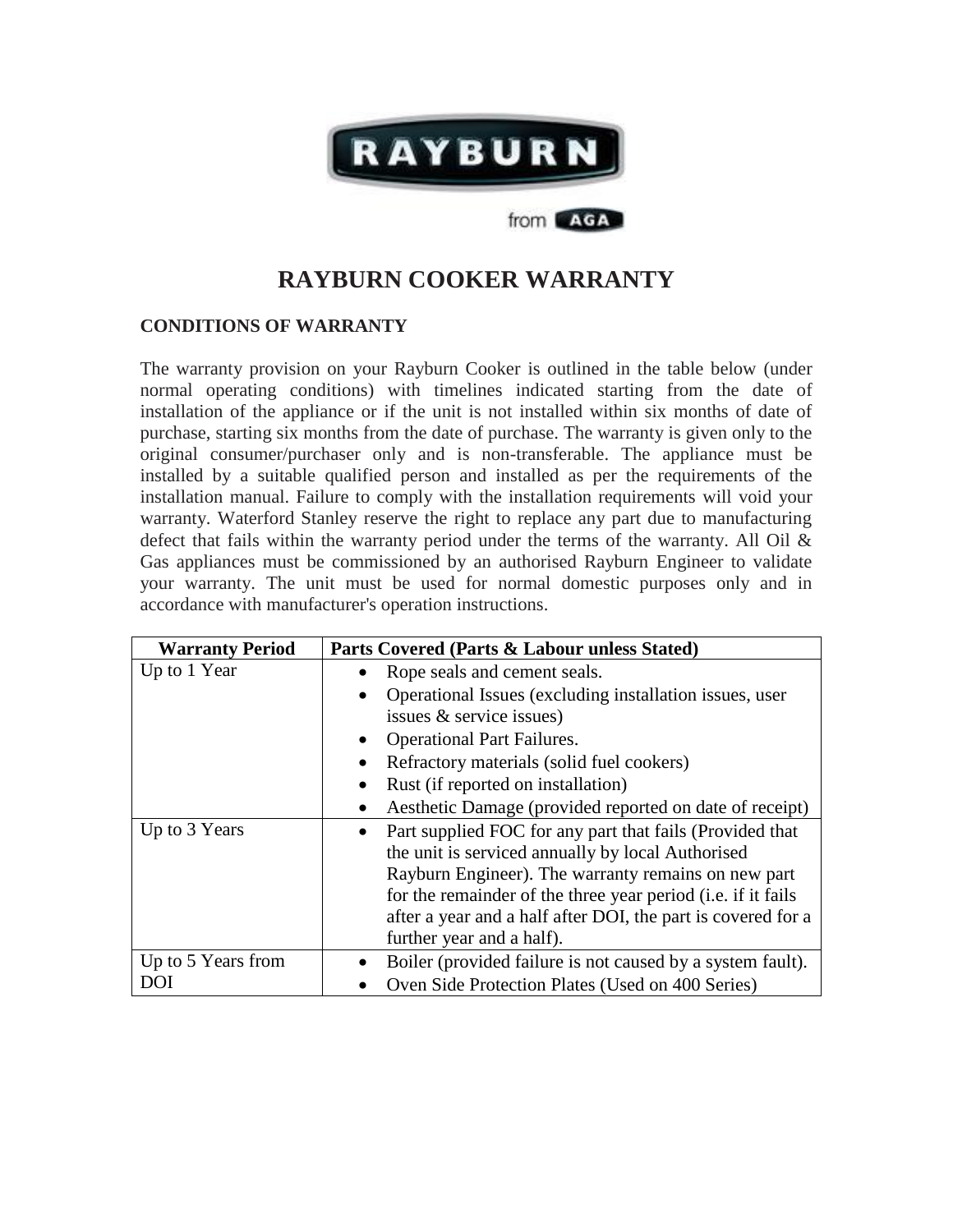# RAYBURN COOKER WARRANTY

## CONDITIONS OF WARRANTY

The warranty provision on your Rayburn Cooker is outlined in the table below (under normal operating conditions) with timelines indicated starting from the date of installation of the appliance or if the unit is not installed within six months of date of purchase, starting six months from the date of purchase. The warranty is given only to the original consumer/purchaser only and is non-transferable. The appliance must be installed by a suitable qualified person and installed as per the requirements of the installation manual. Failure to comply with the installation requirements will void your warranty. Waterford Stanley reserve the right to replace any part due to manufacturing defect that fails within the warranty period under the terms of the warranty. All Oil & Gas appliances must be commissioned by an authorised Rayburn Engineer to validate your warranty. The unit must be used for normal domestic purposes only and in accordance with manufacturer's operation instructions.

| Warranty Period | Parts Covered (Parts & Labour unless Stated) |
| --- | --- |
| Up to 1 Year | • Rope seals and cement seals.<br>• Operational Issues (excluding installation issues, user issues & service issues)<br>• Operational Part Failures.<br>• Refractory materials (solid fuel cookers)<br>• Rust (if reported on installation)<br>• Aesthetic Damage (provided reported on date of receipt) |
| Up to 3 Years | • Part supplied FOC for any part that fails (Provided that the unit is serviced annually by local Authorised Rayburn Engineer). The warranty remains on new part for the remainder of the three year period (i.e. if it fails after a year and a half after DOI, the part is covered for a further year and a half). |
| Up to 5 Years from DOI | • Boiler (provided failure is not caused by a system fault).<br>• Oven Side Protection Plates (Used on 400 Series) |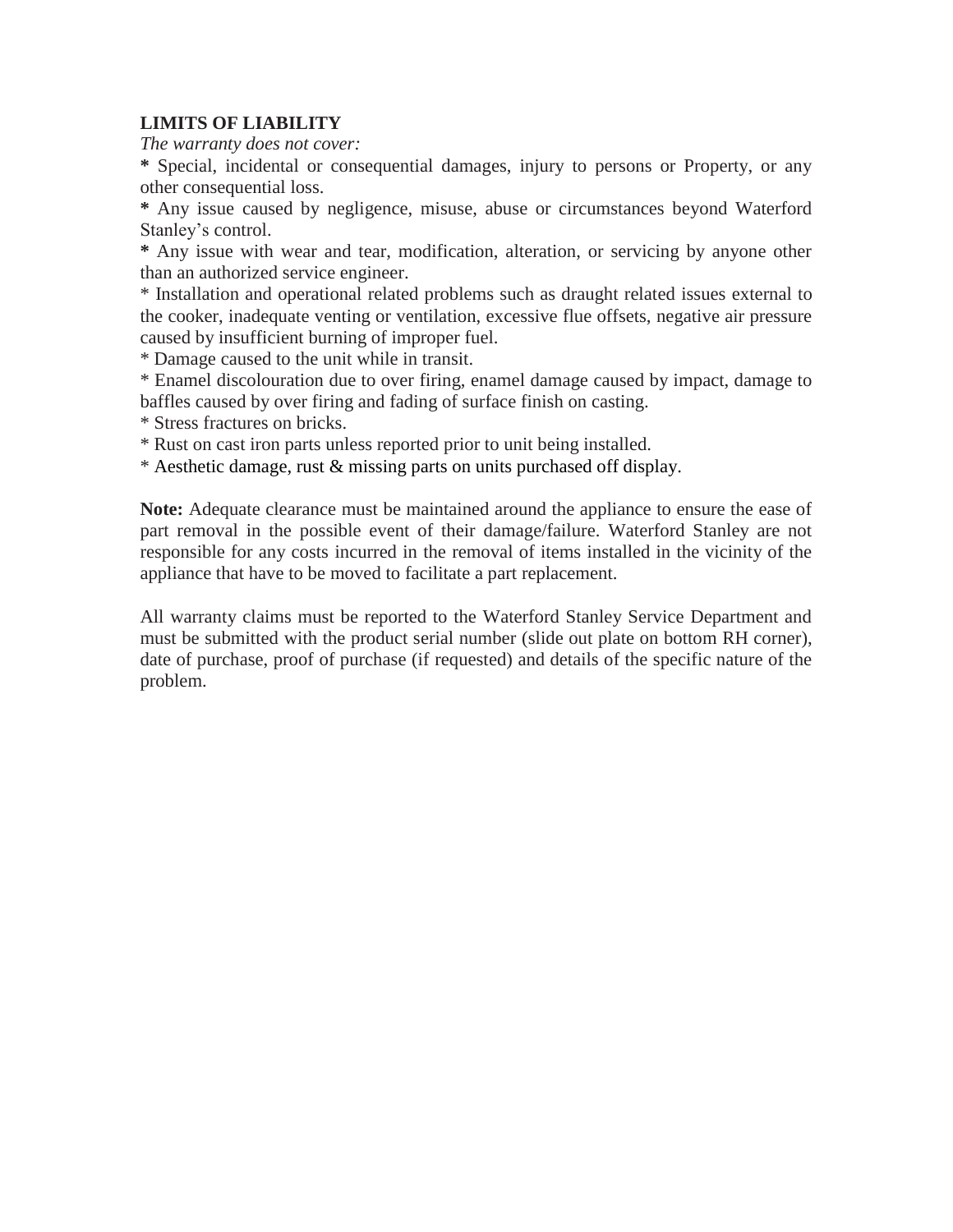**LIMITS OF LIABILITY**

*The warranty does not cover:*

**\*** Special, incidental or consequential damages, injury to persons or Property, or any other consequential loss.

**\*** Any issue caused by negligence, misuse, abuse or circumstances beyond Waterford Stanley's control.

**\*** Any issue with wear and tear, modification, alteration, or servicing by anyone other than an authorized service engineer.

\* Installation and operational related problems such as draught related issues external to the cooker, inadequate venting or ventilation, excessive flue offsets, negative air pressure caused by insufficient burning of improper fuel.

\* Damage caused to the unit while in transit.

\* Enamel discolouration due to over firing, enamel damage caused by impact, damage to baffles caused by over firing and fading of surface finish on casting.

\* Stress fractures on bricks.

\* Rust on cast iron parts unless reported prior to unit being installed.

\* Aesthetic damage, rust & missing parts on units purchased off display.

**Note:** Adequate clearance must be maintained around the appliance to ensure the ease of part removal in the possible event of their damage/failure. Waterford Stanley are not responsible for any costs incurred in the removal of items installed in the vicinity of the appliance that have to be moved to facilitate a part replacement.

All warranty claims must be reported to the Waterford Stanley Service Department and must be submitted with the product serial number (slide out plate on bottom RH corner), date of purchase, proof of purchase (if requested) and details of the specific nature of the problem.